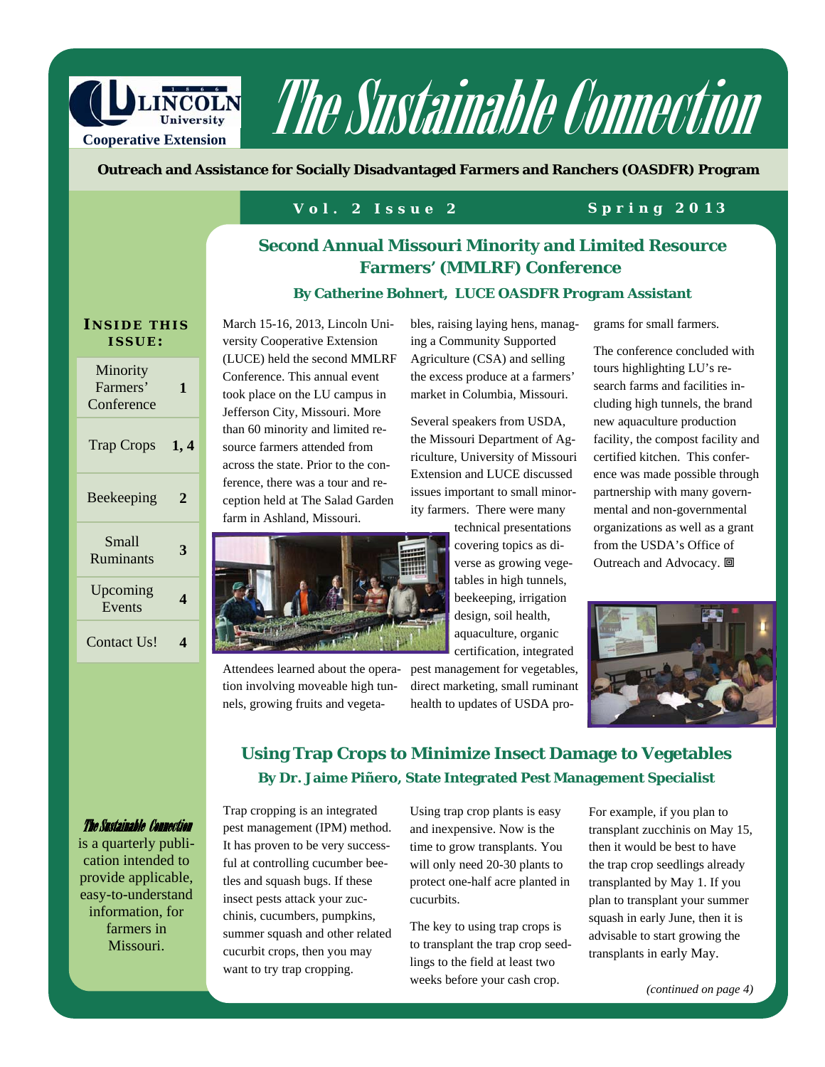# The Sustainable Connection

Lincoln University Cooperative Extension

**Outreach and Assistance for Socially Disadvantaged Farmers and Ranchers (OASDFR) Program**

**Vol. 2 Issue 2** **Spring 2013**

**INSIDE THIS ISSUE:**

| | |
|---|---|
| Minority Farmers' Conference | 1 |
| Trap Crops | 1, 4 |
| Beekeeping | 2 |
| Small Ruminants | 3 |
| Upcoming Events | 4 |
| Contact Us! | 4 |

*The Sustainable Connection* is a quarterly publication intended to provide applicable, easy-to-understand information, for farmers in Missouri.

## Second Annual Missouri Minority and Limited Resource Farmers' (MMLRF) Conference

**By Catherine Bohnert, LUCE OASDFR Program Assistant**

March 15-16, 2013, Lincoln University Cooperative Extension (LUCE) held the second MMLRF Conference. This annual event took place on the LU campus in Jefferson City, Missouri. More than 60 minority and limited resource farmers attended from across the state. Prior to the conference, there was a tour and reception held at The Salad Garden farm in Ashland, Missouri.

Attendees learned about the operation involving moveable high tunnels, growing fruits and vegetables, raising laying hens, managing a Community Supported Agriculture (CSA) and selling the excess produce at a farmers' market in Columbia, Missouri.

Several speakers from USDA, the Missouri Department of Agriculture, University of Missouri Extension and LUCE discussed issues important to small minority farmers. There were many technical presentations covering topics as diverse as growing vegetables in high tunnels, beekeeping, irrigation design, soil health, aquaculture, organic certification, integrated pest management for vegetables, direct marketing, small ruminant health to updates of USDA programs for small farmers.

The conference concluded with tours highlighting LU's research farms and facilities including high tunnels, the brand new aquaculture production facility, the compost facility and certified kitchen. This conference was made possible through partnership with many governmental and non-governmental organizations as well as a grant from the USDA's Office of Outreach and Advocacy.

## Using Trap Crops to Minimize Insect Damage to Vegetables

**By Dr. Jaime Piñero, State Integrated Pest Management Specialist**

Trap cropping is an integrated pest management (IPM) method. It has proven to be very successful at controlling cucumber beetles and squash bugs. If these insect pests attack your zucchinis, cucumbers, pumpkins, summer squash and other related cucurbit crops, then you may want to try trap cropping.

Using trap crop plants is easy and inexpensive. Now is the time to grow transplants. You will only need 20-30 plants to protect one-half acre planted in cucurbits.

The key to using trap crops is to transplant the trap crop seedlings to the field at least two weeks before your cash crop.

For example, if you plan to transplant zucchinis on May 15, then it would be best to have the trap crop seedlings already transplanted by May 1. If you plan to transplant your summer squash in early June, then it is advisable to start growing the transplants in early May.

*(continued on page 4)*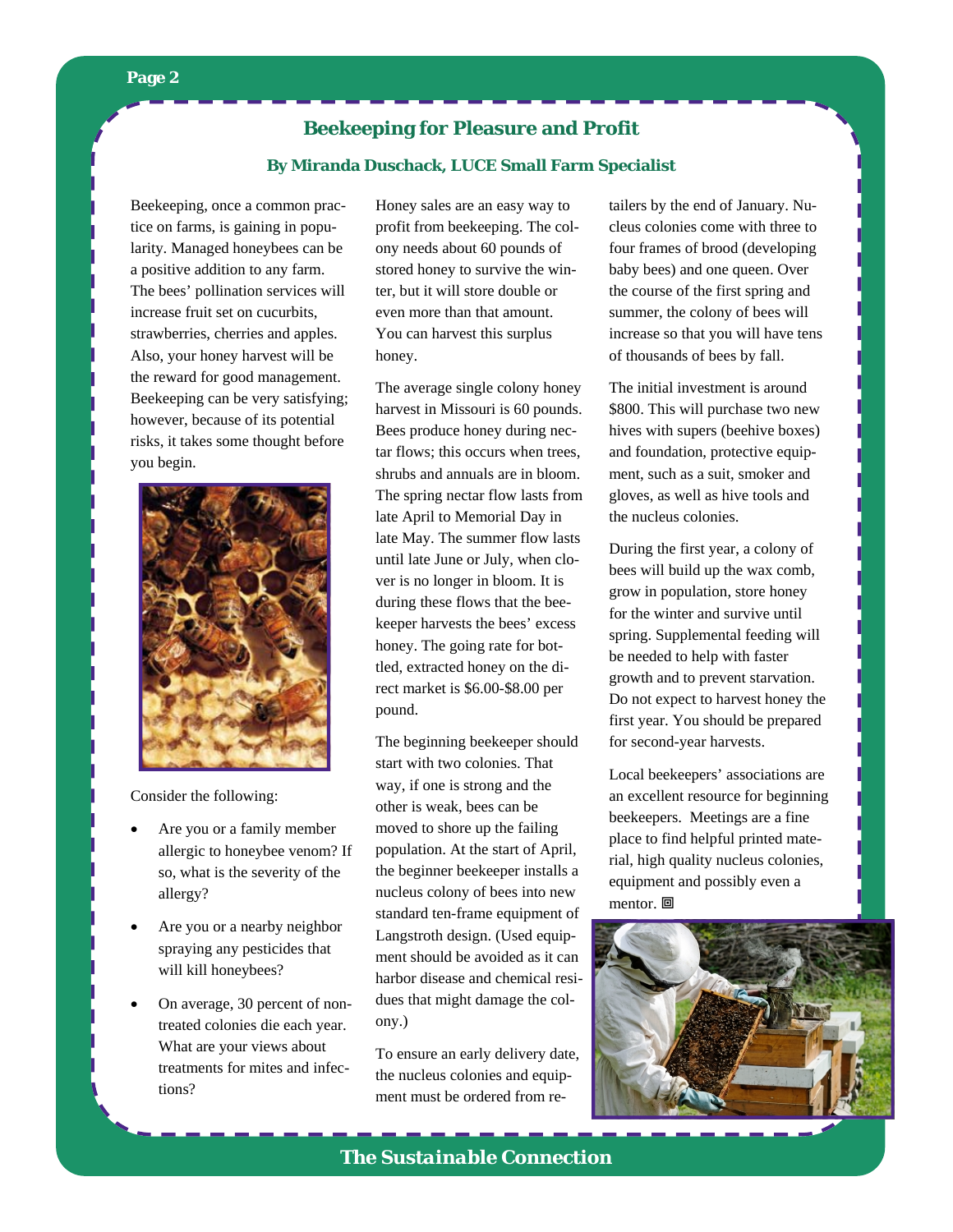## Beekeeping for Pleasure and Profit

**By Miranda Duschack, LUCE Small Farm Specialist**

Beekeeping, once a common practice on farms, is gaining in popularity. Managed honeybees can be a positive addition to any farm. The bees' pollination services will increase fruit set on cucurbits, strawberries, cherries and apples. Also, your honey harvest will be the reward for good management. Beekeeping can be very satisfying; however, because of its potential risks, it takes some thought before you begin.

Consider the following:

- Are you or a family member allergic to honeybee venom? If so, what is the severity of the allergy?
- Are you or a nearby neighbor spraying any pesticides that will kill honeybees?
- On average, 30 percent of non-treated colonies die each year. What are your views about treatments for mites and infections?

Honey sales are an easy way to profit from beekeeping. The colony needs about 60 pounds of stored honey to survive the winter, but it will store double or even more than that amount. You can harvest this surplus honey.

The average single colony honey harvest in Missouri is 60 pounds. Bees produce honey during nectar flows; this occurs when trees, shrubs and annuals are in bloom. The spring nectar flow lasts from late April to Memorial Day in late May. The summer flow lasts until late June or July, when clover is no longer in bloom. It is during these flows that the beekeeper harvests the bees' excess honey. The going rate for bottled, extracted honey on the direct market is $6.00-$8.00 per pound.

The beginning beekeeper should start with two colonies. That way, if one is strong and the other is weak, bees can be moved to shore up the failing population. At the start of April, the beginner beekeeper installs a nucleus colony of bees into new standard ten-frame equipment of Langstroth design. (Used equipment should be avoided as it can harbor disease and chemical residues that might damage the colony.)

To ensure an early delivery date, the nucleus colonies and equipment must be ordered from retailers by the end of January. Nucleus colonies come with three to four frames of brood (developing baby bees) and one queen. Over the course of the first spring and summer, the colony of bees will increase so that you will have tens of thousands of bees by fall.

The initial investment is around $800. This will purchase two new hives with supers (beehive boxes) and foundation, protective equipment, such as a suit, smoker and gloves, as well as hive tools and the nucleus colonies.

During the first year, a colony of bees will build up the wax comb, grow in population, store honey for the winter and survive until spring. Supplemental feeding will be needed to help with faster growth and to prevent starvation. Do not expect to harvest honey the first year. You should be prepared for second-year harvests.

Local beekeepers' associations are an excellent resource for beginning beekeepers. Meetings are a fine place to find helpful printed material, high quality nucleus colonies, equipment and possibly even a mentor.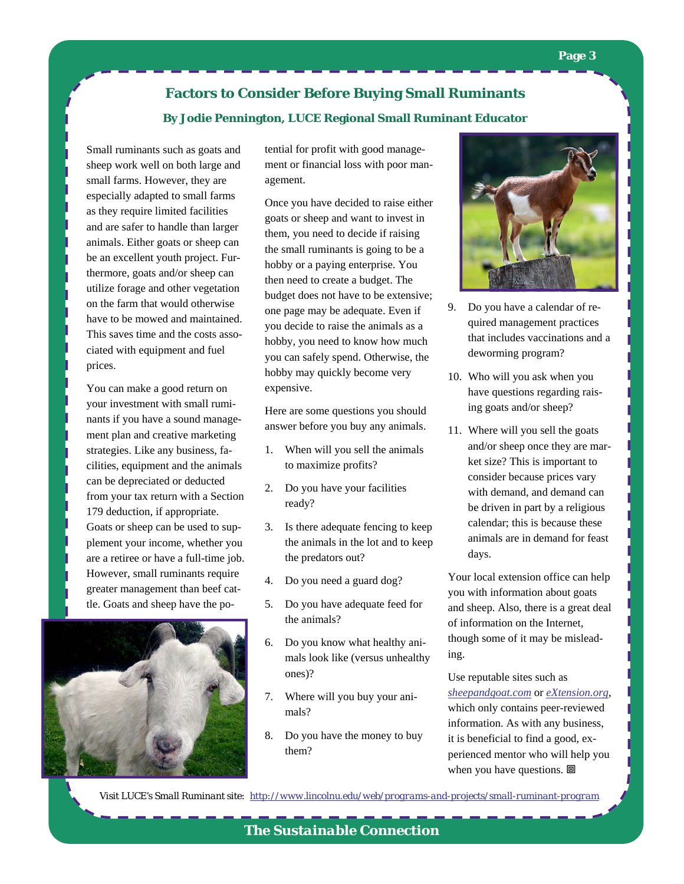## Factors to Consider Before Buying Small Ruminants

**By Jodie Pennington, LUCE Regional Small Ruminant Educator**

Small ruminants such as goats and sheep work well on both large and small farms. However, they are especially adapted to small farms as they require limited facilities and are safer to handle than larger animals. Either goats or sheep can be an excellent youth project. Furthermore, goats and/or sheep can utilize forage and other vegetation on the farm that would otherwise have to be mowed and maintained. This saves time and the costs associated with equipment and fuel prices.

You can make a good return on your investment with small ruminants if you have a sound management plan and creative marketing strategies. Like any business, facilities, equipment and the animals can be depreciated or deducted from your tax return with a Section 179 deduction, if appropriate. Goats or sheep can be used to supplement your income, whether you are a retiree or have a full-time job. However, small ruminants require greater management than beef cattle. Goats and sheep have the potential for profit with good management or financial loss with poor management.

Once you have decided to raise either goats or sheep and want to invest in them, you need to decide if raising the small ruminants is going to be a hobby or a paying enterprise. You then need to create a budget. The budget does not have to be extensive; one page may be adequate. Even if you decide to raise the animals as a hobby, you need to know how much you can safely spend. Otherwise, the hobby may quickly become very expensive.

Here are some questions you should answer before you buy any animals.

1. When will you sell the animals to maximize profits?
2. Do you have your facilities ready?
3. Is there adequate fencing to keep the animals in the lot and to keep the predators out?
4. Do you need a guard dog?
5. Do you have adequate feed for the animals?
6. Do you know what healthy animals look like (versus unhealthy ones)?
7. Where will you buy your animals?
8. Do you have the money to buy them?
9. Do you have a calendar of required management practices that includes vaccinations and a deworming program?
10. Who will you ask when you have questions regarding raising goats and/or sheep?
11. Where will you sell the goats and/or sheep once they are market size? This is important to consider because prices vary with demand, and demand can be driven in part by a religious calendar; this is because these animals are in demand for feast days.

Your local extension office can help you with information about goats and sheep. Also, there is a great deal of information on the Internet, though some of it may be misleading.

Use reputable sites such as *sheepandgoat.com* or *eXtension.org*, which only contains peer-reviewed information. As with any business, it is beneficial to find a good, experienced mentor who will help you when you have questions.

*Visit LUCE's Small Ruminant site: http://www.lincolnu.edu/web/programs-and-projects/small-ruminant-program*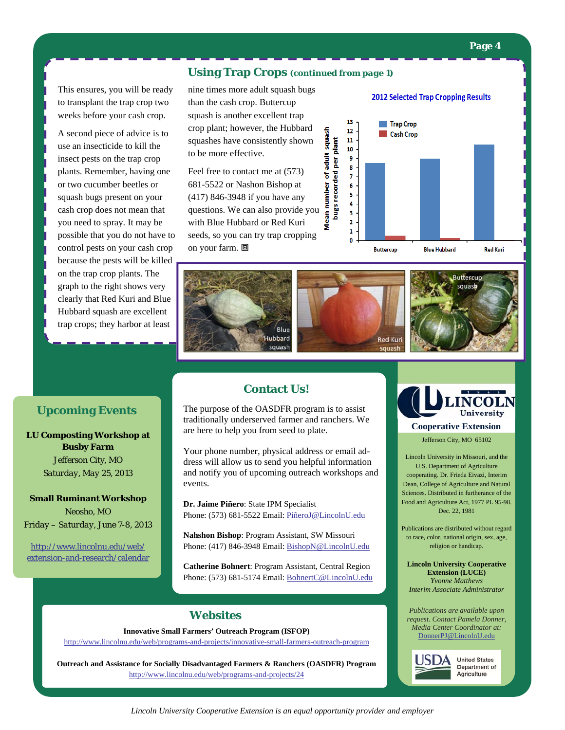## Using Trap Crops (continued from page 1)

This ensures, you will be ready to transplant the trap crop two weeks before your cash crop.

A second piece of advice is to use an insecticide to kill the insect pests on the trap crop plants. Remember, having one or two cucumber beetles or squash bugs present on your cash crop does not mean that you need to spray. It may be possible that you do not have to control pests on your cash crop because the pests will be killed on the trap crop plants. The graph to the right shows very clearly that Red Kuri and Blue Hubbard squash are excellent trap crops; they harbor at least nine times more adult squash bugs than the cash crop. Buttercup squash is another excellent trap crop plant; however, the Hubbard squashes have consistently shown to be more effective.

Feel free to contact me at (573) 681-5522 or Nashon Bishop at (417) 846-3948 if you have any questions. We can also provide you with Blue Hubbard or Red Kuri seeds, so you can try trap cropping on your farm. ◘

2012 Selected Trap Cropping Results

Mean number of adult squash bugs recorded per plant

0 1 2 3 4 5 6 7 8 9 10 11 12 13

Trap Crop

Cash Crop

Buttercup

Blue Hubbard

Red Kuri

Blue Hubbard squash

Red Kuri squash

Buttercup squash

## Upcoming Events

**LU Composting Workshop at Busby Farm**
Jefferson City, MO
Saturday, May 25, 2013

**Small Ruminant Workshop**
Neosho, MO
Friday – Saturday, June 7-8, 2013

http://www.lincolnu.edu/web/extension-and-research/calendar

## Contact Us!

The purpose of the OASDFR program is to assist traditionally underserved farmer and ranchers. We are here to help you from seed to plate.

Your phone number, physical address or email address will allow us to send you helpful information and notify you of upcoming outreach workshops and events.

**Dr. Jaime Piñero**: State IPM Specialist
Phone: (573) 681-5522 Email: PiñeroJ@LincolnU.edu

**Nahshon Bishop**: Program Assistant, SW Missouri
Phone: (417) 846-3948 Email: BishopN@LincolnU.edu

**Catherine Bohnert**: Program Assistant, Central Region
Phone: (573) 681-5174 Email: BohnertC@LincolnU.edu

## Websites

**Innovative Small Farmers' Outreach Program (ISFOP)**
http://www.lincolnu.edu/web/programs-and-projects/innovative-small-farmers-outreach-program

**Outreach and Assistance for Socially Disadvantaged Farmers & Ranchers (OASDFR) Program**
http://www.lincolnu.edu/web/programs-and-projects/24

LINCOLN University 1866

**Cooperative Extension**

Jefferson City, MO 65102

Lincoln University in Missouri, and the U.S. Department of Agriculture cooperating. Dr. Frieda Eivazi, Interim Dean, College of Agriculture and Natural Sciences. Distributed in furtherance of the Food and Agriculture Act, 1977 PL 95-98. Dec. 22, 1981

Publications are distributed without regard to race, color, national origin, sex, age, religion or handicap.

**Lincoln University Cooperative Extension (LUCE)**
*Yvonne Matthews*
*Interim Associate Administrator*

*Publications are available upon request. Contact Pamela Donner, Media Center Coordinator at:* DonnerPJ@LincolnU.edu

USDA United States Department of Agriculture

*Lincoln University Cooperative Extension is an equal opportunity provider and employer*